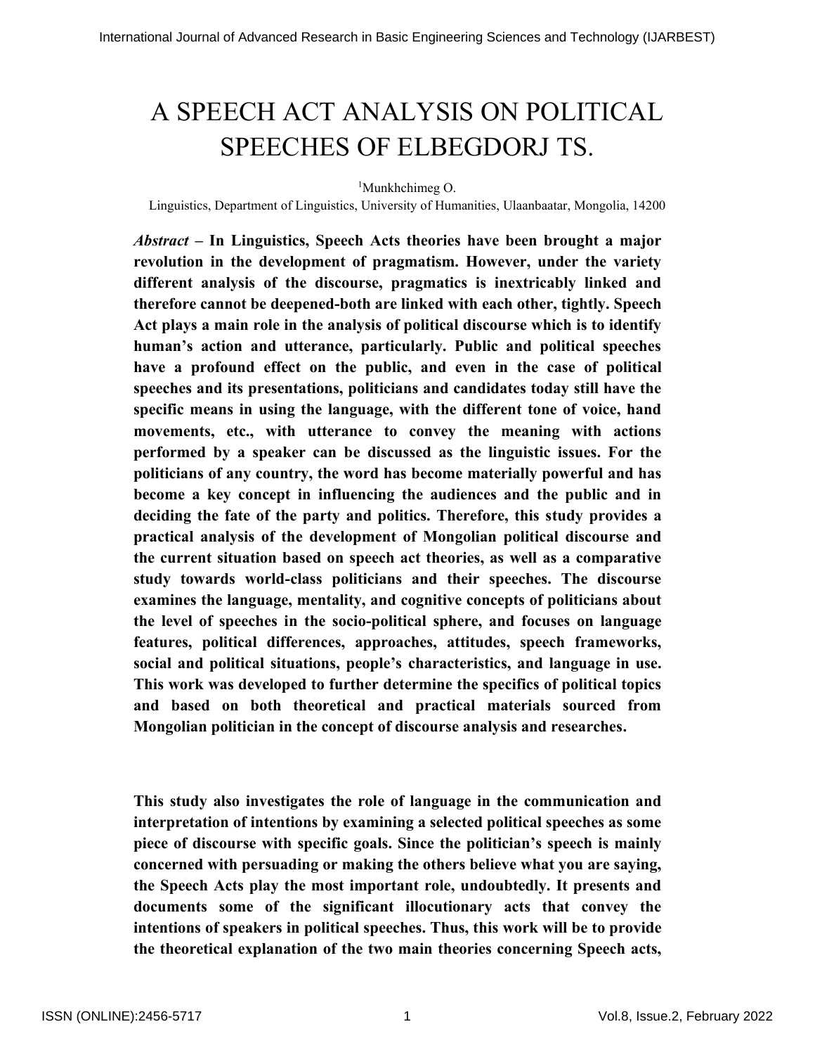# A SPEECH ACT ANALYSIS ON POLITICAL SPEECHES OF ELBEGDORJ TS.

[1]Munkhchimeg O.

Linguistics, Department of Linguistics, University of Humanities, Ulaanbaatar, Mongolia, 14200

***Abstract* – In Linguistics, Speech Acts theories have been brought a major revolution in the development of pragmatism. However, under the variety different analysis of the discourse, pragmatics is inextricably linked and therefore cannot be deepened-both are linked with each other, tightly. Speech Act plays a main role in the analysis of political discourse which is to identify human's action and utterance, particularly. Public and political speeches have a profound effect on the public, and even in the case of political speeches and its presentations, politicians and candidates today still have the specific means in using the language, with the different tone of voice, hand movements, etc., with utterance to convey the meaning with actions performed by a speaker can be discussed as the linguistic issues. For the politicians of any country, the word has become materially powerful and has become a key concept in influencing the audiences and the public and in deciding the fate of the party and politics. Therefore, this study provides a practical analysis of the development of Mongolian political discourse and the current situation based on speech act theories, as well as a comparative study towards world-class politicians and their speeches. The discourse examines the language, mentality, and cognitive concepts of politicians about the level of speeches in the socio-political sphere, and focuses on language features, political differences, approaches, attitudes, speech frameworks, social and political situations, people's characteristics, and language in use. This work was developed to further determine the specifics of political topics and based on both theoretical and practical materials sourced from Mongolian politician in the concept of discourse analysis and researches.**

**This study also investigates the role of language in the communication and interpretation of intentions by examining a selected political speeches as some piece of discourse with specific goals. Since the politician's speech is mainly concerned with persuading or making the others believe what you are saying, the Speech Acts play the most important role, undoubtedly. It presents and documents some of the significant illocutionary acts that convey the intentions of speakers in political speeches. Thus, this work will be to provide the theoretical explanation of the two main theories concerning Speech acts,**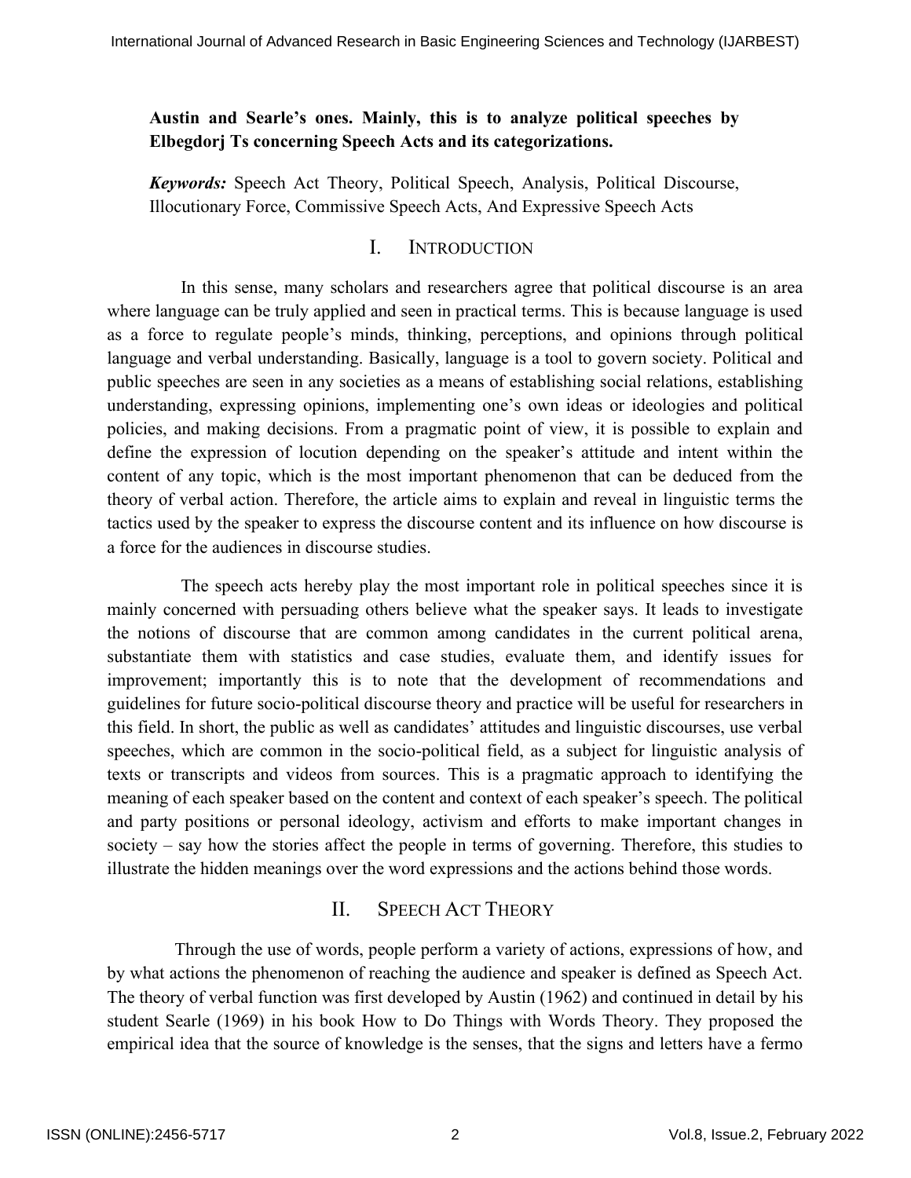**Austin and Searle's ones. Mainly, this is to analyze political speeches by Elbegdorj Ts concerning Speech Acts and its categorizations.**

***Keywords:*** Speech Act Theory, Political Speech, Analysis, Political Discourse, Illocutionary Force, Commissive Speech Acts, And Expressive Speech Acts

## I. INTRODUCTION

In this sense, many scholars and researchers agree that political discourse is an area where language can be truly applied and seen in practical terms. This is because language is used as a force to regulate people's minds, thinking, perceptions, and opinions through political language and verbal understanding. Basically, language is a tool to govern society. Political and public speeches are seen in any societies as a means of establishing social relations, establishing understanding, expressing opinions, implementing one's own ideas or ideologies and political policies, and making decisions. From a pragmatic point of view, it is possible to explain and define the expression of locution depending on the speaker's attitude and intent within the content of any topic, which is the most important phenomenon that can be deduced from the theory of verbal action. Therefore, the article aims to explain and reveal in linguistic terms the tactics used by the speaker to express the discourse content and its influence on how discourse is a force for the audiences in discourse studies.

The speech acts hereby play the most important role in political speeches since it is mainly concerned with persuading others believe what the speaker says. It leads to investigate the notions of discourse that are common among candidates in the current political arena, substantiate them with statistics and case studies, evaluate them, and identify issues for improvement; importantly this is to note that the development of recommendations and guidelines for future socio-political discourse theory and practice will be useful for researchers in this field. In short, the public as well as candidates' attitudes and linguistic discourses, use verbal speeches, which are common in the socio-political field, as a subject for linguistic analysis of texts or transcripts and videos from sources. This is a pragmatic approach to identifying the meaning of each speaker based on the content and context of each speaker's speech. The political and party positions or personal ideology, activism and efforts to make important changes in society – say how the stories affect the people in terms of governing. Therefore, this studies to illustrate the hidden meanings over the word expressions and the actions behind those words.

## II. SPEECH ACT THEORY

Through the use of words, people perform a variety of actions, expressions of how, and by what actions the phenomenon of reaching the audience and speaker is defined as Speech Act. The theory of verbal function was first developed by Austin (1962) and continued in detail by his student Searle (1969) in his book How to Do Things with Words Theory. They proposed the empirical idea that the source of knowledge is the senses, that the signs and letters have a fermo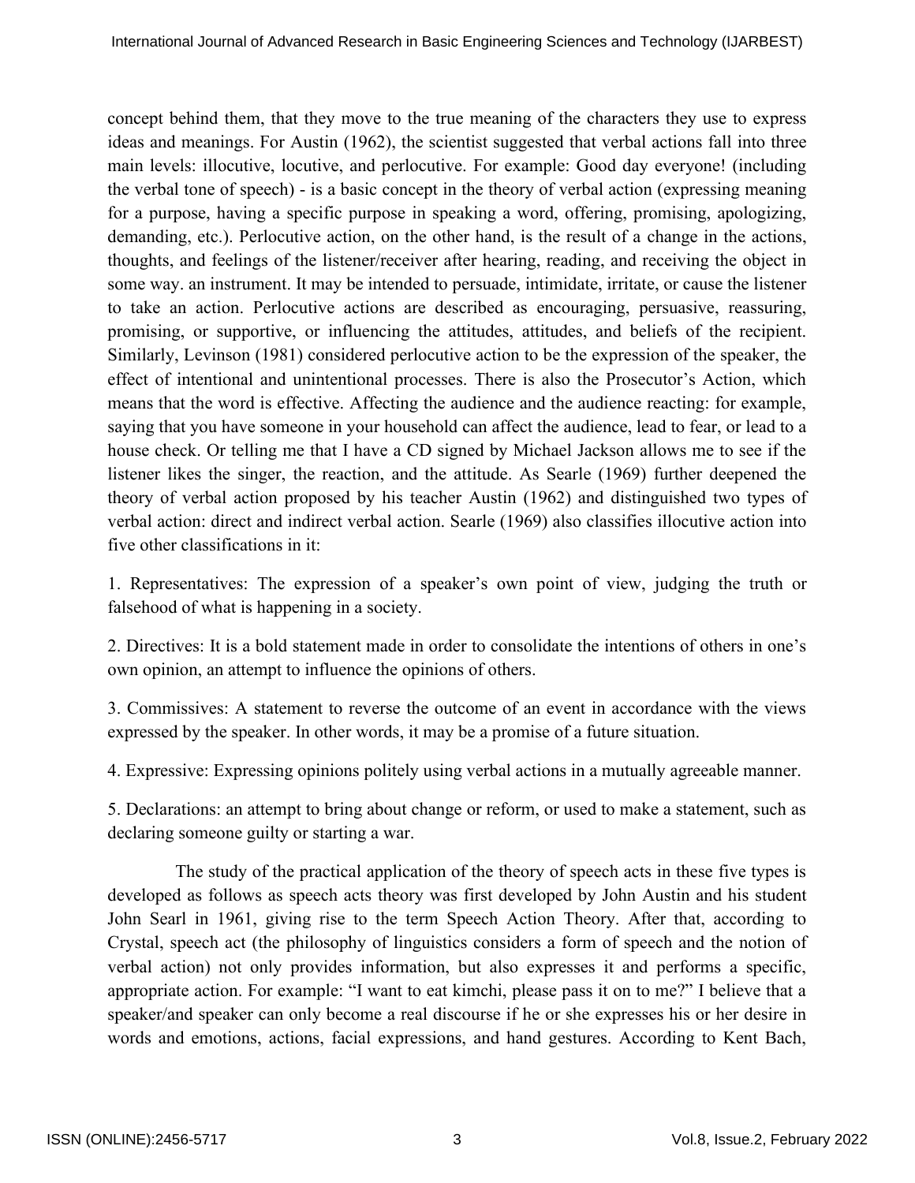concept behind them, that they move to the true meaning of the characters they use to express ideas and meanings. For Austin (1962), the scientist suggested that verbal actions fall into three main levels: illocutive, locutive, and perlocutive. For example: Good day everyone! (including the verbal tone of speech) - is a basic concept in the theory of verbal action (expressing meaning for a purpose, having a specific purpose in speaking a word, offering, promising, apologizing, demanding, etc.). Perlocutive action, on the other hand, is the result of a change in the actions, thoughts, and feelings of the listener/receiver after hearing, reading, and receiving the object in some way. an instrument. It may be intended to persuade, intimidate, irritate, or cause the listener to take an action. Perlocutive actions are described as encouraging, persuasive, reassuring, promising, or supportive, or influencing the attitudes, attitudes, and beliefs of the recipient. Similarly, Levinson (1981) considered perlocutive action to be the expression of the speaker, the effect of intentional and unintentional processes. There is also the Prosecutor's Action, which means that the word is effective. Affecting the audience and the audience reacting: for example, saying that you have someone in your household can affect the audience, lead to fear, or lead to a house check. Or telling me that I have a CD signed by Michael Jackson allows me to see if the listener likes the singer, the reaction, and the attitude. As Searle (1969) further deepened the theory of verbal action proposed by his teacher Austin (1962) and distinguished two types of verbal action: direct and indirect verbal action. Searle (1969) also classifies illocutive action into five other classifications in it:

1. Representatives: The expression of a speaker's own point of view, judging the truth or falsehood of what is happening in a society.

2. Directives: It is a bold statement made in order to consolidate the intentions of others in one's own opinion, an attempt to influence the opinions of others.

3. Commissives: A statement to reverse the outcome of an event in accordance with the views expressed by the speaker. In other words, it may be a promise of a future situation.

4. Expressive: Expressing opinions politely using verbal actions in a mutually agreeable manner.

5. Declarations: an attempt to bring about change or reform, or used to make a statement, such as declaring someone guilty or starting a war.

The study of the practical application of the theory of speech acts in these five types is developed as follows as speech acts theory was first developed by John Austin and his student John Searl in 1961, giving rise to the term Speech Action Theory. After that, according to Crystal, speech act (the philosophy of linguistics considers a form of speech and the notion of verbal action) not only provides information, but also expresses it and performs a specific, appropriate action. For example: "I want to eat kimchi, please pass it on to me?" I believe that a speaker/and speaker can only become a real discourse if he or she expresses his or her desire in words and emotions, actions, facial expressions, and hand gestures. According to Kent Bach,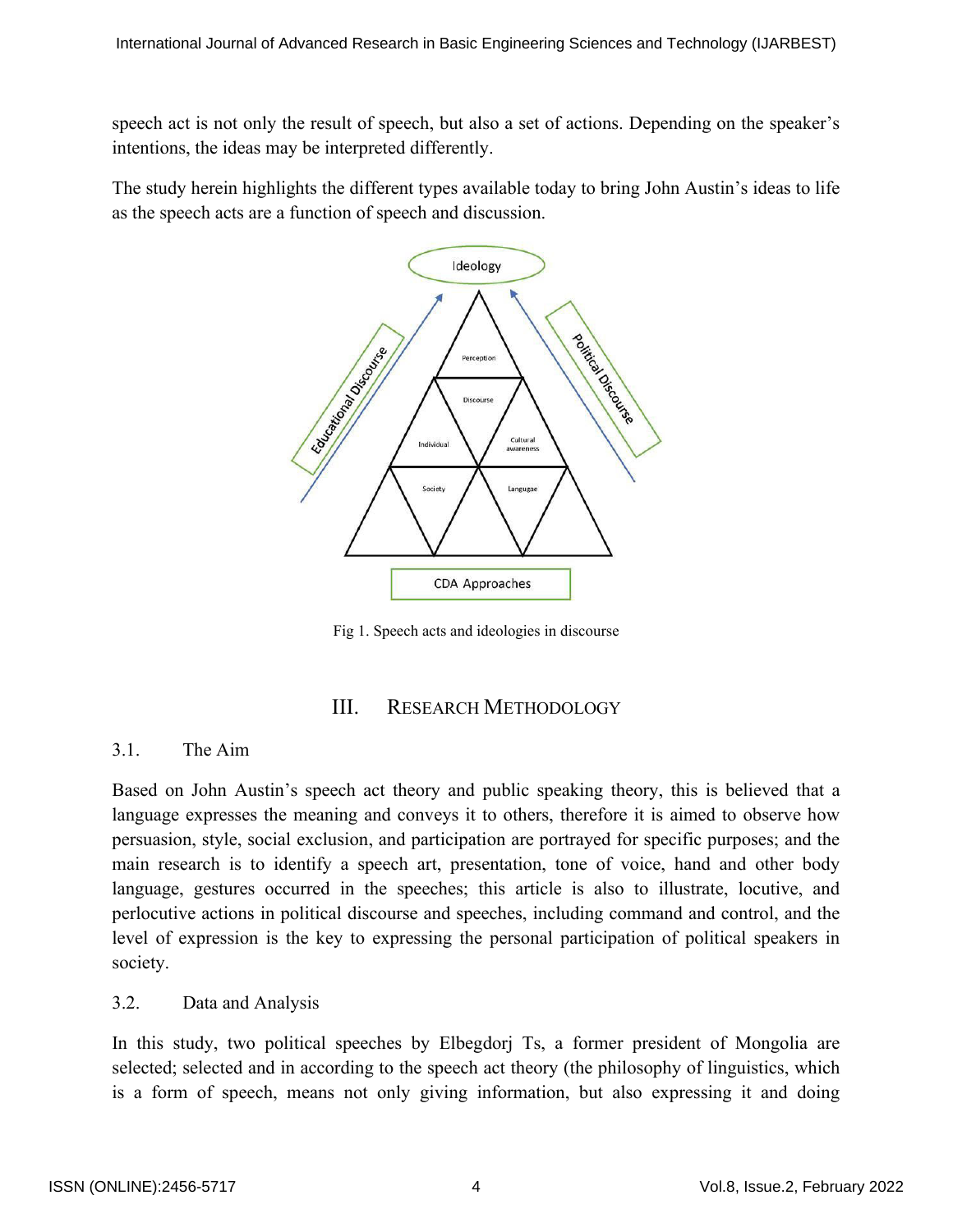speech act is not only the result of speech, but also a set of actions. Depending on the speaker's intentions, the ideas may be interpreted differently.

The study herein highlights the different types available today to bring John Austin's ideas to life as the speech acts are a function of speech and discussion.

Fig 1. Speech acts and ideologies in discourse

## III. Research Methodology

### 3.1. The Aim

Based on John Austin's speech act theory and public speaking theory, this is believed that a language expresses the meaning and conveys it to others, therefore it is aimed to observe how persuasion, style, social exclusion, and participation are portrayed for specific purposes; and the main research is to identify a speech art, presentation, tone of voice, hand and other body language, gestures occurred in the speeches; this article is also to illustrate, locutive, and perlocutive actions in political discourse and speeches, including command and control, and the level of expression is the key to expressing the personal participation of political speakers in society.

### 3.2. Data and Analysis

In this study, two political speeches by Elbegdorj Ts, a former president of Mongolia are selected; selected and in according to the speech act theory (the philosophy of linguistics, which is a form of speech, means not only giving information, but also expressing it and doing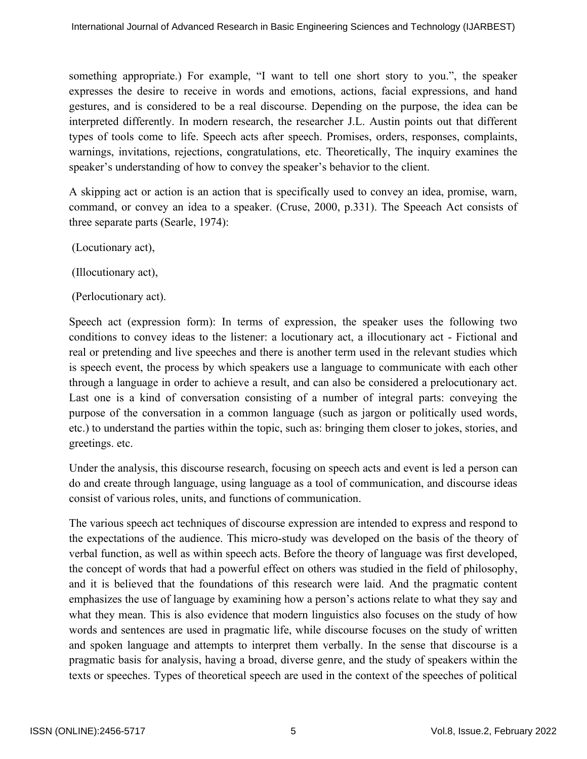something appropriate.) For example, "I want to tell one short story to you.", the speaker expresses the desire to receive in words and emotions, actions, facial expressions, and hand gestures, and is considered to be a real discourse. Depending on the purpose, the idea can be interpreted differently. In modern research, the researcher J.L. Austin points out that different types of tools come to life. Speech acts after speech. Promises, orders, responses, complaints, warnings, invitations, rejections, congratulations, etc. Theoretically, The inquiry examines the speaker's understanding of how to convey the speaker's behavior to the client.

A skipping act or action is an action that is specifically used to convey an idea, promise, warn, command, or convey an idea to a speaker. (Cruse, 2000, p.331). The Speeach Act consists of three separate parts (Searle, 1974):

(Locutionary act),

(Illocutionary act),

(Perlocutionary act).

Speech act (expression form): In terms of expression, the speaker uses the following two conditions to convey ideas to the listener: a locutionary act, a illocutionary act - Fictional and real or pretending and live speeches and there is another term used in the relevant studies which is speech event, the process by which speakers use a language to communicate with each other through a language in order to achieve a result, and can also be considered a prelocutionary act. Last one is a kind of conversation consisting of a number of integral parts: conveying the purpose of the conversation in a common language (such as jargon or politically used words, etc.) to understand the parties within the topic, such as: bringing them closer to jokes, stories, and greetings. etc.

Under the analysis, this discourse research, focusing on speech acts and event is led a person can do and create through language, using language as a tool of communication, and discourse ideas consist of various roles, units, and functions of communication.

The various speech act techniques of discourse expression are intended to express and respond to the expectations of the audience. This micro-study was developed on the basis of the theory of verbal function, as well as within speech acts. Before the theory of language was first developed, the concept of words that had a powerful effect on others was studied in the field of philosophy, and it is believed that the foundations of this research were laid. And the pragmatic content emphasizes the use of language by examining how a person's actions relate to what they say and what they mean. This is also evidence that modern linguistics also focuses on the study of how words and sentences are used in pragmatic life, while discourse focuses on the study of written and spoken language and attempts to interpret them verbally. In the sense that discourse is a pragmatic basis for analysis, having a broad, diverse genre, and the study of speakers within the texts or speeches. Types of theoretical speech are used in the context of the speeches of political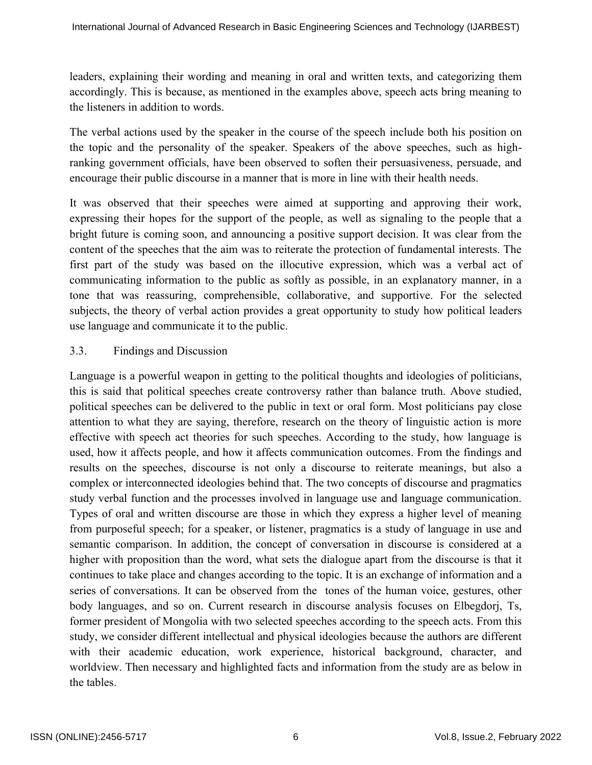leaders, explaining their wording and meaning in oral and written texts, and categorizing them accordingly. This is because, as mentioned in the examples above, speech acts bring meaning to the listeners in addition to words.

The verbal actions used by the speaker in the course of the speech include both his position on the topic and the personality of the speaker. Speakers of the above speeches, such as high-ranking government officials, have been observed to soften their persuasiveness, persuade, and encourage their public discourse in a manner that is more in line with their health needs.

It was observed that their speeches were aimed at supporting and approving their work, expressing their hopes for the support of the people, as well as signaling to the people that a bright future is coming soon, and announcing a positive support decision. It was clear from the content of the speeches that the aim was to reiterate the protection of fundamental interests. The first part of the study was based on the illocutive expression, which was a verbal act of communicating information to the public as softly as possible, in an explanatory manner, in a tone that was reassuring, comprehensible, collaborative, and supportive. For the selected subjects, the theory of verbal action provides a great opportunity to study how political leaders use language and communicate it to the public.

### 3.3. Findings and Discussion

Language is a powerful weapon in getting to the political thoughts and ideologies of politicians, this is said that political speeches create controversy rather than balance truth. Above studied, political speeches can be delivered to the public in text or oral form. Most politicians pay close attention to what they are saying, therefore, research on the theory of linguistic action is more effective with speech act theories for such speeches. According to the study, how language is used, how it affects people, and how it affects communication outcomes. From the findings and results on the speeches, discourse is not only a discourse to reiterate meanings, but also a complex or interconnected ideologies behind that. The two concepts of discourse and pragmatics study verbal function and the processes involved in language use and language communication. Types of oral and written discourse are those in which they express a higher level of meaning from purposeful speech; for a speaker, or listener, pragmatics is a study of language in use and semantic comparison. In addition, the concept of conversation in discourse is considered at a higher with proposition than the word, what sets the dialogue apart from the discourse is that it continues to take place and changes according to the topic. It is an exchange of information and a series of conversations. It can be observed from the tones of the human voice, gestures, other body languages, and so on. Current research in discourse analysis focuses on Elbegdorj, Ts, former president of Mongolia with two selected speeches according to the speech acts. From this study, we consider different intellectual and physical ideologies because the authors are different with their academic education, work experience, historical background, character, and worldview. Then necessary and highlighted facts and information from the study are as below in the tables.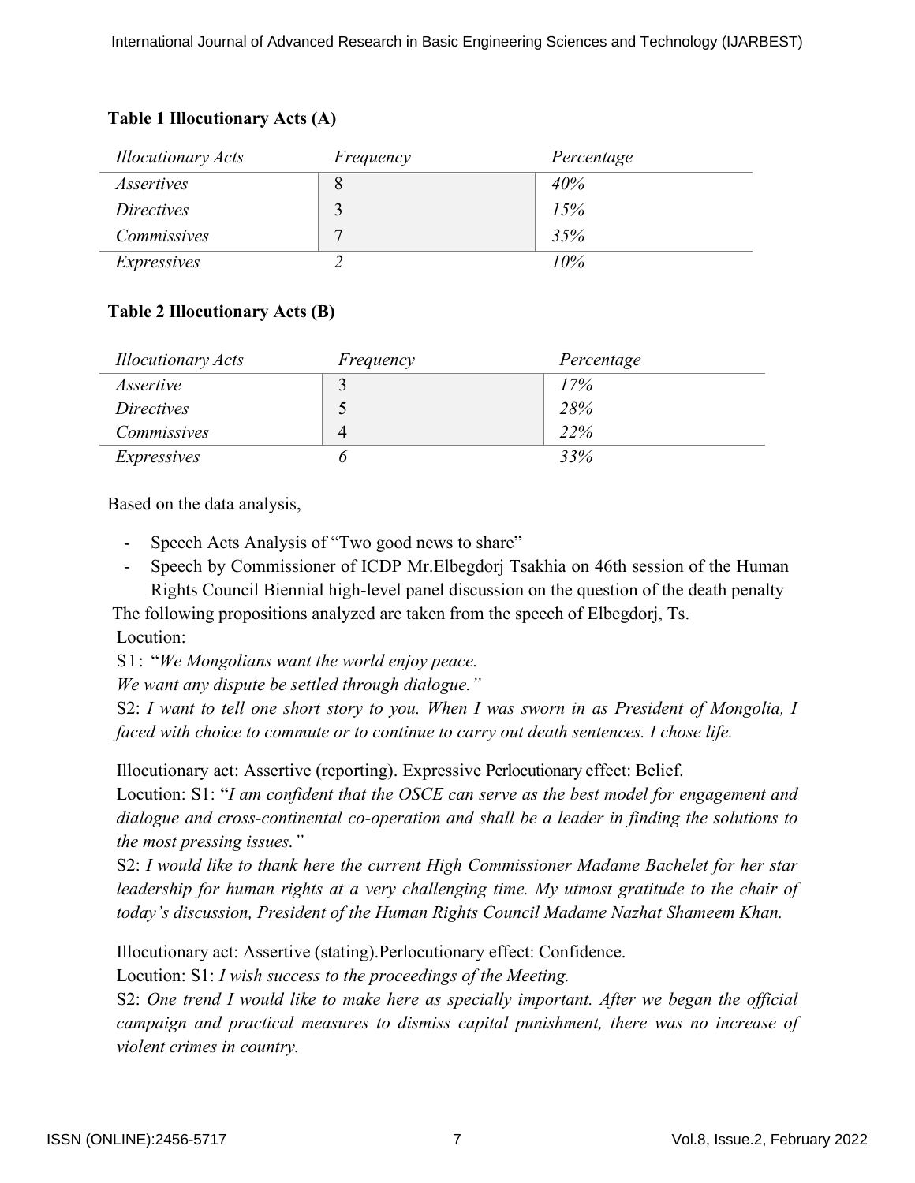**Table 1 Illocutionary Acts (A)**

| *Illocutionary Acts* | *Frequency* | *Percentage* |
|---|---|---|
| *Assertives* | 8 | *40%* |
| *Directives* | 3 | *15%* |
| *Commissives* | 7 | *35%* |
| *Expressives* | *2* | *10%* |

**Table 2 Illocutionary Acts (B)**

| *Illocutionary Acts* | *Frequency* | *Percentage* |
|---|---|---|
| *Assertive* | 3 | *17%* |
| *Directives* | 5 | *28%* |
| *Commissives* | 4 | *22%* |
| *Expressives* | *6* | *33%* |

Based on the data analysis,

- Speech Acts Analysis of "Two good news to share"
- Speech by Commissioner of ICDP Mr.Elbegdorj Tsakhia on 46th session of the Human Rights Council Biennial high-level panel discussion on the question of the death penalty

The following propositions analyzed are taken from the speech of Elbegdorj, Ts.

Locution:

S1: "*We Mongolians want the world enjoy peace.*
*We want any dispute be settled through dialogue."*

S2: *I want to tell one short story to you. When I was sworn in as President of Mongolia, I faced with choice to commute or to continue to carry out death sentences. I chose life.*

Illocutionary act: Assertive (reporting). Expressive Perlocutionary effect: Belief.

Locution: S1: "*I am confident that the OSCE can serve as the best model for engagement and dialogue and cross-continental co-operation and shall be a leader in finding the solutions to the most pressing issues."*

S2: *I would like to thank here the current High Commissioner Madame Bachelet for her star leadership for human rights at a very challenging time. My utmost gratitude to the chair of today's discussion, President of the Human Rights Council Madame Nazhat Shameem Khan.*

Illocutionary act: Assertive (stating).Perlocutionary effect: Confidence.

Locution: S1: *I wish success to the proceedings of the Meeting.*

S2: *One trend I would like to make here as specially important. After we began the official campaign and practical measures to dismiss capital punishment, there was no increase of violent crimes in country.*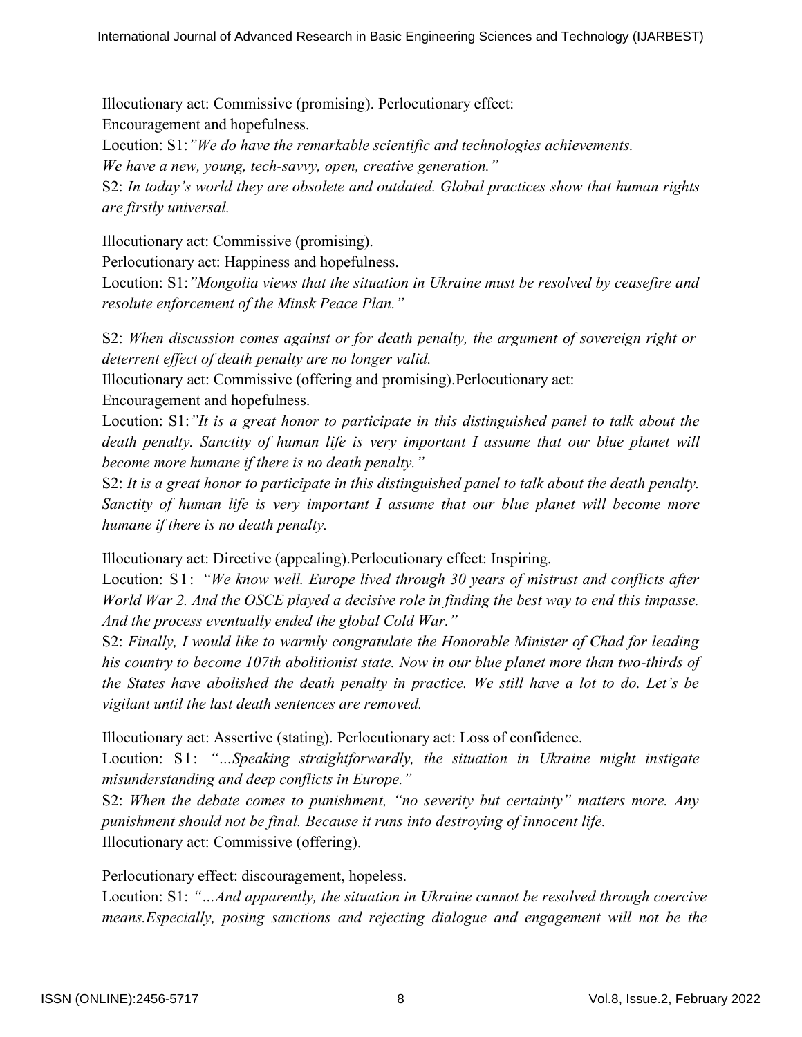Illocutionary act: Commissive (promising). Perlocutionary effect:
Encouragement and hopefulness.

Locution: S1:*"We do have the remarkable scientific and technologies achievements. We have a new, young, tech-savvy, open, creative generation."*

S2: *In today's world they are obsolete and outdated. Global practices show that human rights are firstly universal.*

Illocutionary act: Commissive (promising).

Perlocutionary act: Happiness and hopefulness.

Locution: S1:*"Mongolia views that the situation in Ukraine must be resolved by ceasefire and resolute enforcement of the Minsk Peace Plan."*

S2: *When discussion comes against or for death penalty, the argument of sovereign right or deterrent effect of death penalty are no longer valid.*

Illocutionary act: Commissive (offering and promising).Perlocutionary act:
Encouragement and hopefulness.

Locution: S1:*"It is a great honor to participate in this distinguished panel to talk about the death penalty. Sanctity of human life is very important I assume that our blue planet will become more humane if there is no death penalty."*

S2: *It is a great honor to participate in this distinguished panel to talk about the death penalty. Sanctity of human life is very important I assume that our blue planet will become more humane if there is no death penalty.*

Illocutionary act: Directive (appealing).Perlocutionary effect: Inspiring.

Locution: S1: *"We know well. Europe lived through 30 years of mistrust and conflicts after World War 2. And the OSCE played a decisive role in finding the best way to end this impasse. And the process eventually ended the global Cold War."*

S2: *Finally, I would like to warmly congratulate the Honorable Minister of Chad for leading his country to become 107th abolitionist state. Now in our blue planet more than two-thirds of the States have abolished the death penalty in practice. We still have a lot to do. Let's be vigilant until the last death sentences are removed.*

Illocutionary act: Assertive (stating). Perlocutionary act: Loss of confidence.

Locution: S1: *"…Speaking straightforwardly, the situation in Ukraine might instigate misunderstanding and deep conflicts in Europe."*

S2: *When the debate comes to punishment, "no severity but certainty" matters more. Any punishment should not be final. Because it runs into destroying of innocent life.*

Illocutionary act: Commissive (offering).

Perlocutionary effect: discouragement, hopeless.

Locution: S1: *"…And apparently, the situation in Ukraine cannot be resolved through coercive means.Especially, posing sanctions and rejecting dialogue and engagement will not be the*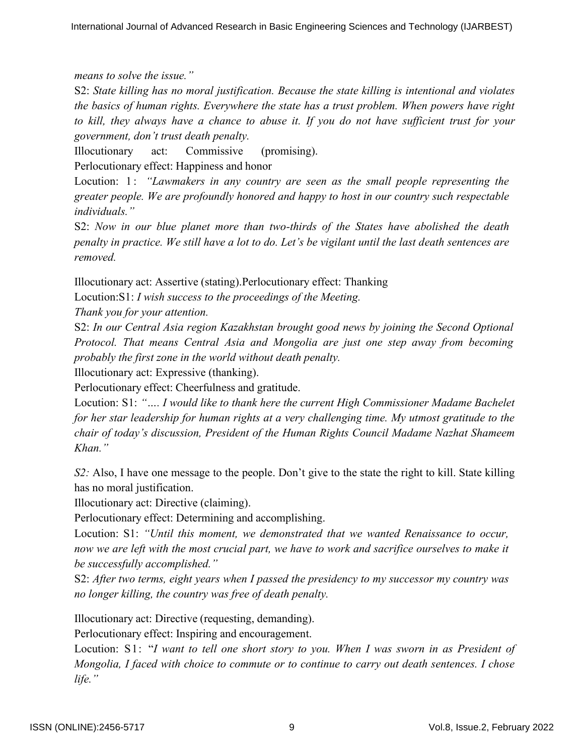*means to solve the issue."*

S2: *State killing has no moral justification. Because the state killing is intentional and violates the basics of human rights. Everywhere the state has a trust problem. When powers have right to kill, they always have a chance to abuse it. If you do not have sufficient trust for your government, don't trust death penalty.*

Illocutionary act: Commissive (promising).

Perlocutionary effect: Happiness and honor

Locution: 1: *"Lawmakers in any country are seen as the small people representing the greater people. We are profoundly honored and happy to host in our country such respectable individuals."*

S2: *Now in our blue planet more than two-thirds of the States have abolished the death penalty in practice. We still have a lot to do. Let's be vigilant until the last death sentences are removed.*

Illocutionary act: Assertive (stating).Perlocutionary effect: Thanking

Locution:S1: *I wish success to the proceedings of the Meeting.*

*Thank you for your attention.*

S2: *In our Central Asia region Kazakhstan brought good news by joining the Second Optional Protocol. That means Central Asia and Mongolia are just one step away from becoming probably the first zone in the world without death penalty.*

Illocutionary act: Expressive (thanking).

Perlocutionary effect: Cheerfulness and gratitude.

Locution: S1: *"…. I would like to thank here the current High Commissioner Madame Bachelet for her star leadership for human rights at a very challenging time. My utmost gratitude to the chair of today's discussion, President of the Human Rights Council Madame Nazhat Shameem Khan."*

*S2:* Also, I have one message to the people. Don't give to the state the right to kill. State killing has no moral justification.

Illocutionary act: Directive (claiming).

Perlocutionary effect: Determining and accomplishing.

Locution: S1: *"Until this moment, we demonstrated that we wanted Renaissance to occur, now we are left with the most crucial part, we have to work and sacrifice ourselves to make it be successfully accomplished."*

S2: *After two terms, eight years when I passed the presidency to my successor my country was no longer killing, the country was free of death penalty.*

Illocutionary act: Directive (requesting, demanding).

Perlocutionary effect: Inspiring and encouragement.

Locution: S1: "*I want to tell one short story to you. When I was sworn in as President of Mongolia, I faced with choice to commute or to continue to carry out death sentences. I chose life."*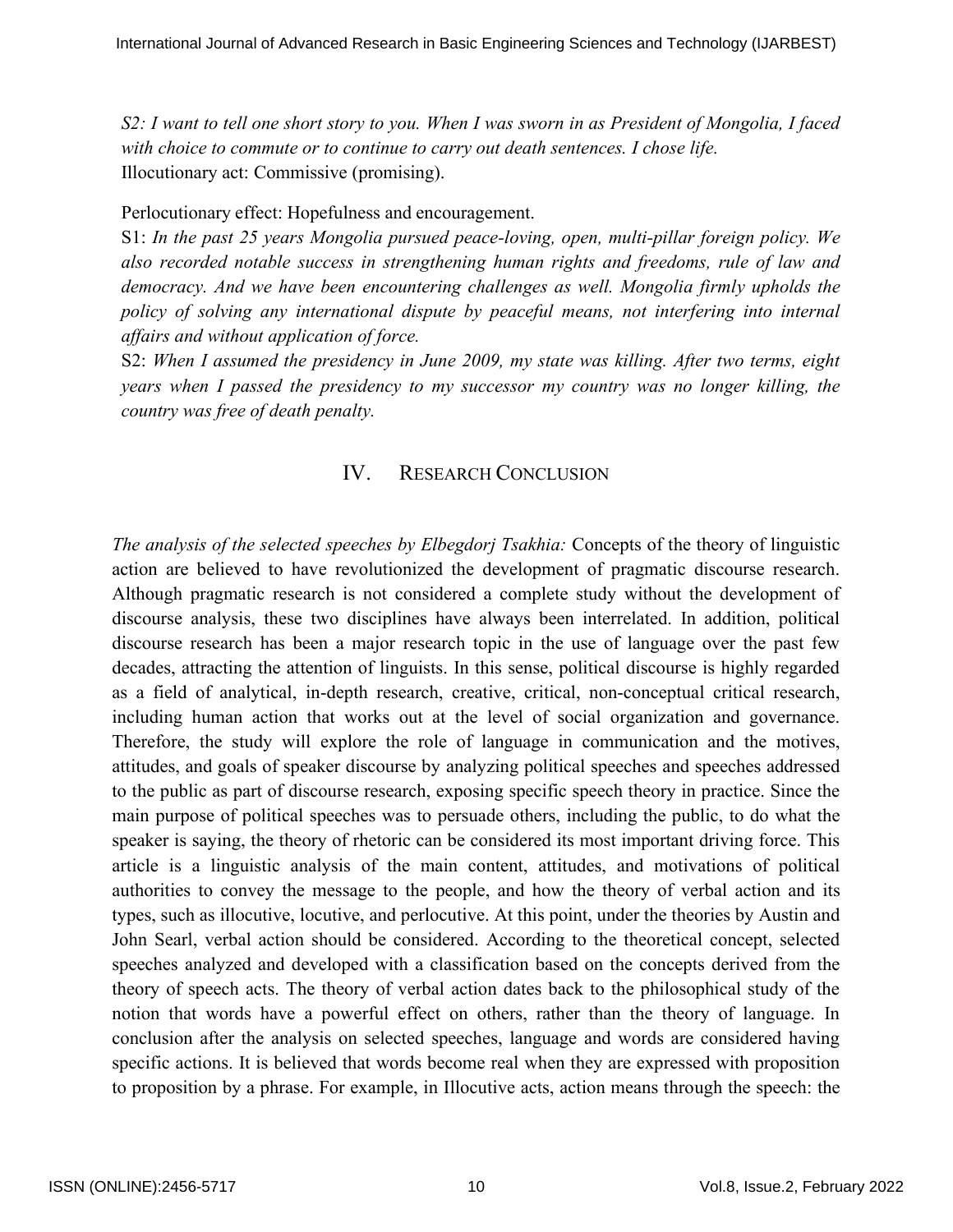*S2: I want to tell one short story to you. When I was sworn in as President of Mongolia, I faced with choice to commute or to continue to carry out death sentences. I chose life.*
Illocutionary act: Commissive (promising).

Perlocutionary effect: Hopefulness and encouragement.

S1: *In the past 25 years Mongolia pursued peace-loving, open, multi-pillar foreign policy. We also recorded notable success in strengthening human rights and freedoms, rule of law and democracy. And we have been encountering challenges as well. Mongolia firmly upholds the policy of solving any international dispute by peaceful means, not interfering into internal affairs and without application of force.*

S2: *When I assumed the presidency in June 2009, my state was killing. After two terms, eight years when I passed the presidency to my successor my country was no longer killing, the country was free of death penalty.*

## IV. Research Conclusion

*The analysis of the selected speeches by Elbegdorj Tsakhia:* Concepts of the theory of linguistic action are believed to have revolutionized the development of pragmatic discourse research. Although pragmatic research is not considered a complete study without the development of discourse analysis, these two disciplines have always been interrelated. In addition, political discourse research has been a major research topic in the use of language over the past few decades, attracting the attention of linguists. In this sense, political discourse is highly regarded as a field of analytical, in-depth research, creative, critical, non-conceptual critical research, including human action that works out at the level of social organization and governance. Therefore, the study will explore the role of language in communication and the motives, attitudes, and goals of speaker discourse by analyzing political speeches and speeches addressed to the public as part of discourse research, exposing specific speech theory in practice. Since the main purpose of political speeches was to persuade others, including the public, to do what the speaker is saying, the theory of rhetoric can be considered its most important driving force. This article is a linguistic analysis of the main content, attitudes, and motivations of political authorities to convey the message to the people, and how the theory of verbal action and its types, such as illocutive, locutive, and perlocutive. At this point, under the theories by Austin and John Searl, verbal action should be considered. According to the theoretical concept, selected speeches analyzed and developed with a classification based on the concepts derived from the theory of speech acts. The theory of verbal action dates back to the philosophical study of the notion that words have a powerful effect on others, rather than the theory of language. In conclusion after the analysis on selected speeches, language and words are considered having specific actions. It is believed that words become real when they are expressed with proposition to proposition by a phrase. For example, in Illocutive acts, action means through the speech: the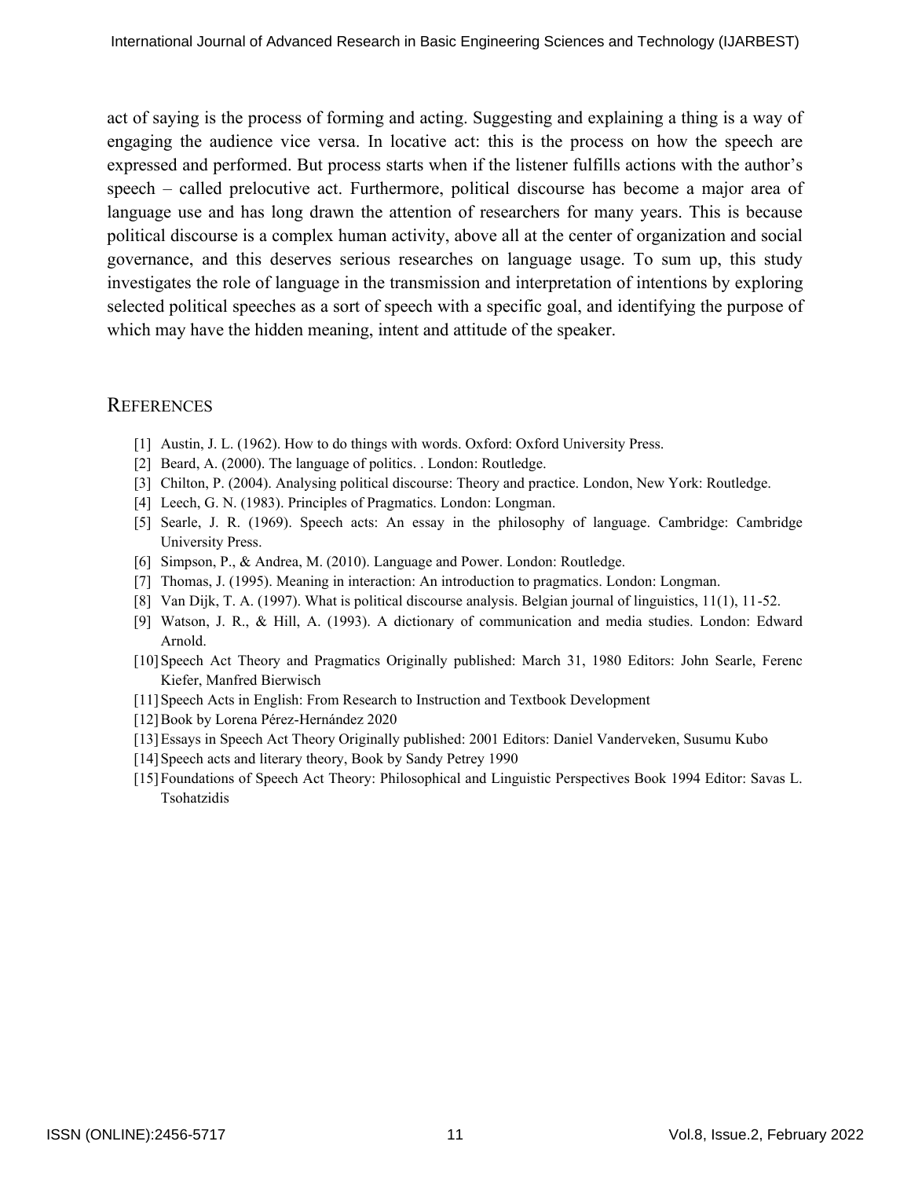act of saying is the process of forming and acting. Suggesting and explaining a thing is a way of engaging the audience vice versa. In locative act: this is the process on how the speech are expressed and performed. But process starts when if the listener fulfills actions with the author's speech – called prelocutive act. Furthermore, political discourse has become a major area of language use and has long drawn the attention of researchers for many years. This is because political discourse is a complex human activity, above all at the center of organization and social governance, and this deserves serious researches on language usage. To sum up, this study investigates the role of language in the transmission and interpretation of intentions by exploring selected political speeches as a sort of speech with a specific goal, and identifying the purpose of which may have the hidden meaning, intent and attitude of the speaker.

## REFERENCES

[1] Austin, J. L. (1962). How to do things with words. Oxford: Oxford University Press.

[2] Beard, A. (2000). The language of politics. . London: Routledge.

[3] Chilton, P. (2004). Analysing political discourse: Theory and practice. London, New York: Routledge.

[4] Leech, G. N. (1983). Principles of Pragmatics. London: Longman.

[5] Searle, J. R. (1969). Speech acts: An essay in the philosophy of language. Cambridge: Cambridge University Press.

[6] Simpson, P., & Andrea, M. (2010). Language and Power. London: Routledge.

[7] Thomas, J. (1995). Meaning in interaction: An introduction to pragmatics. London: Longman.

[8] Van Dijk, T. A. (1997). What is political discourse analysis. Belgian journal of linguistics, 11(1), 11-52.

[9] Watson, J. R., & Hill, A. (1993). A dictionary of communication and media studies. London: Edward Arnold.

[10] Speech Act Theory and Pragmatics Originally published: March 31, 1980 Editors: John Searle, Ferenc Kiefer, Manfred Bierwisch

[11] Speech Acts in English: From Research to Instruction and Textbook Development

[12] Book by Lorena Pérez-Hernández 2020

[13] Essays in Speech Act Theory Originally published: 2001 Editors: Daniel Vanderveken, Susumu Kubo

[14] Speech acts and literary theory, Book by Sandy Petrey 1990

[15] Foundations of Speech Act Theory: Philosophical and Linguistic Perspectives Book 1994 Editor: Savas L. Tsohatzidis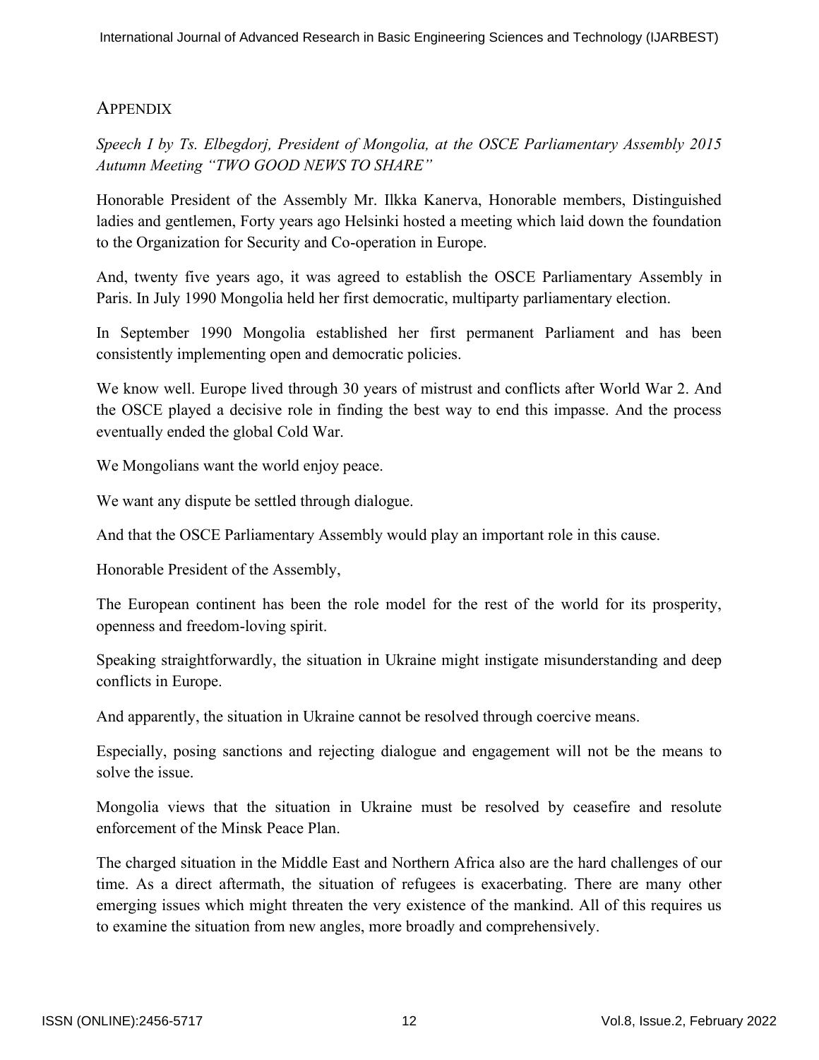## APPENDIX

*Speech I by Ts. Elbegdorj, President of Mongolia, at the OSCE Parliamentary Assembly 2015 Autumn Meeting "TWO GOOD NEWS TO SHARE"*

Honorable President of the Assembly Mr. Ilkka Kanerva, Honorable members, Distinguished ladies and gentlemen, Forty years ago Helsinki hosted a meeting which laid down the foundation to the Organization for Security and Co-operation in Europe.

And, twenty five years ago, it was agreed to establish the OSCE Parliamentary Assembly in Paris. In July 1990 Mongolia held her first democratic, multiparty parliamentary election.

In September 1990 Mongolia established her first permanent Parliament and has been consistently implementing open and democratic policies.

We know well. Europe lived through 30 years of mistrust and conflicts after World War 2. And the OSCE played a decisive role in finding the best way to end this impasse. And the process eventually ended the global Cold War.

We Mongolians want the world enjoy peace.

We want any dispute be settled through dialogue.

And that the OSCE Parliamentary Assembly would play an important role in this cause.

Honorable President of the Assembly,

The European continent has been the role model for the rest of the world for its prosperity, openness and freedom-loving spirit.

Speaking straightforwardly, the situation in Ukraine might instigate misunderstanding and deep conflicts in Europe.

And apparently, the situation in Ukraine cannot be resolved through coercive means.

Especially, posing sanctions and rejecting dialogue and engagement will not be the means to solve the issue.

Mongolia views that the situation in Ukraine must be resolved by ceasefire and resolute enforcement of the Minsk Peace Plan.

The charged situation in the Middle East and Northern Africa also are the hard challenges of our time. As a direct aftermath, the situation of refugees is exacerbating. There are many other emerging issues which might threaten the very existence of the mankind. All of this requires us to examine the situation from new angles, more broadly and comprehensively.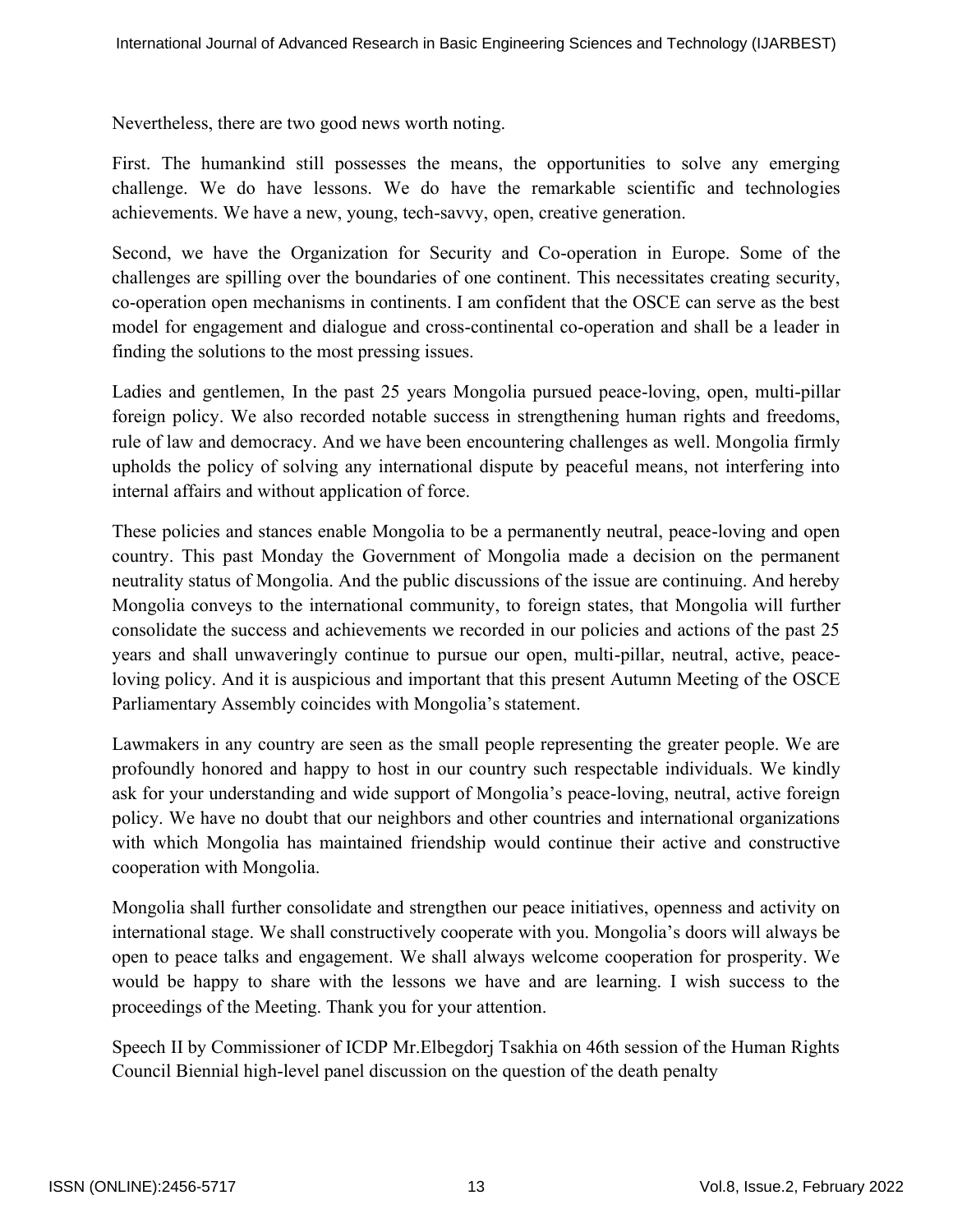Nevertheless, there are two good news worth noting.

First. The humankind still possesses the means, the opportunities to solve any emerging challenge. We do have lessons. We do have the remarkable scientific and technologies achievements. We have a new, young, tech-savvy, open, creative generation.

Second, we have the Organization for Security and Co-operation in Europe. Some of the challenges are spilling over the boundaries of one continent. This necessitates creating security, co-operation open mechanisms in continents. I am confident that the OSCE can serve as the best model for engagement and dialogue and cross-continental co-operation and shall be a leader in finding the solutions to the most pressing issues.

Ladies and gentlemen, In the past 25 years Mongolia pursued peace-loving, open, multi-pillar foreign policy. We also recorded notable success in strengthening human rights and freedoms, rule of law and democracy. And we have been encountering challenges as well. Mongolia firmly upholds the policy of solving any international dispute by peaceful means, not interfering into internal affairs and without application of force.

These policies and stances enable Mongolia to be a permanently neutral, peace-loving and open country. This past Monday the Government of Mongolia made a decision on the permanent neutrality status of Mongolia. And the public discussions of the issue are continuing. And hereby Mongolia conveys to the international community, to foreign states, that Mongolia will further consolidate the success and achievements we recorded in our policies and actions of the past 25 years and shall unwaveringly continue to pursue our open, multi-pillar, neutral, active, peace-loving policy. And it is auspicious and important that this present Autumn Meeting of the OSCE Parliamentary Assembly coincides with Mongolia's statement.

Lawmakers in any country are seen as the small people representing the greater people. We are profoundly honored and happy to host in our country such respectable individuals. We kindly ask for your understanding and wide support of Mongolia's peace-loving, neutral, active foreign policy. We have no doubt that our neighbors and other countries and international organizations with which Mongolia has maintained friendship would continue their active and constructive cooperation with Mongolia.

Mongolia shall further consolidate and strengthen our peace initiatives, openness and activity on international stage. We shall constructively cooperate with you. Mongolia's doors will always be open to peace talks and engagement. We shall always welcome cooperation for prosperity. We would be happy to share with the lessons we have and are learning. I wish success to the proceedings of the Meeting. Thank you for your attention.

Speech II by Commissioner of ICDP Mr.Elbegdorj Tsakhia on 46th session of the Human Rights Council Biennial high-level panel discussion on the question of the death penalty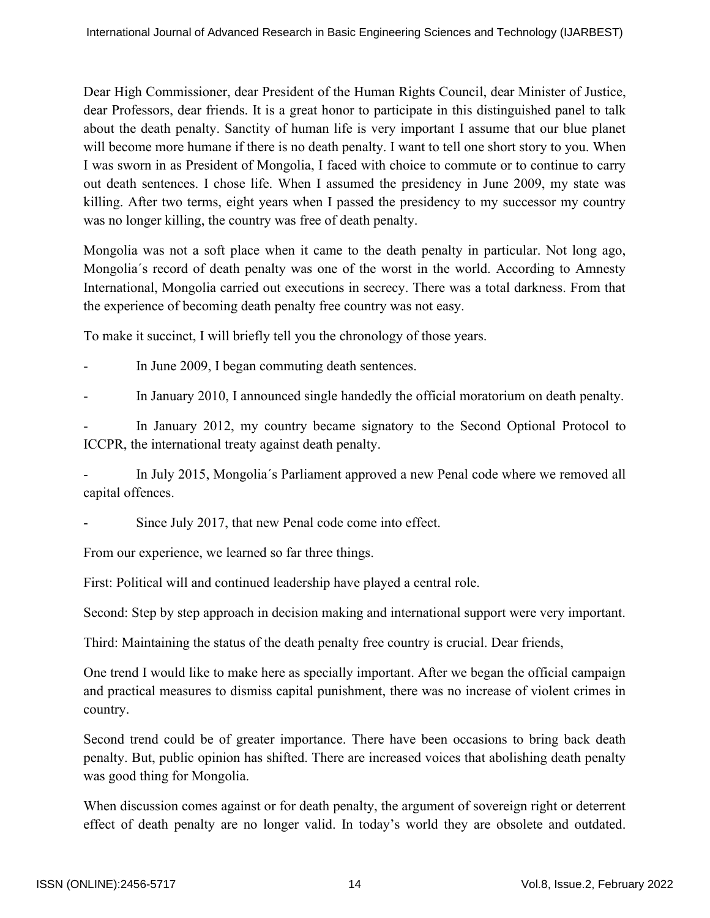Dear High Commissioner, dear President of the Human Rights Council, dear Minister of Justice, dear Professors, dear friends. It is a great honor to participate in this distinguished panel to talk about the death penalty. Sanctity of human life is very important I assume that our blue planet will become more humane if there is no death penalty. I want to tell one short story to you. When I was sworn in as President of Mongolia, I faced with choice to commute or to continue to carry out death sentences. I chose life. When I assumed the presidency in June 2009, my state was killing. After two terms, eight years when I passed the presidency to my successor my country was no longer killing, the country was free of death penalty.

Mongolia was not a soft place when it came to the death penalty in particular. Not long ago, Mongolia´s record of death penalty was one of the worst in the world. According to Amnesty International, Mongolia carried out executions in secrecy. There was a total darkness. From that the experience of becoming death penalty free country was not easy.

To make it succinct, I will briefly tell you the chronology of those years.

- In June 2009, I began commuting death sentences.
- In January 2010, I announced single handedly the official moratorium on death penalty.
- In January 2012, my country became signatory to the Second Optional Protocol to ICCPR, the international treaty against death penalty.
- In July 2015, Mongolia´s Parliament approved a new Penal code where we removed all capital offences.
- Since July 2017, that new Penal code come into effect.

From our experience, we learned so far three things.

First: Political will and continued leadership have played a central role.

Second: Step by step approach in decision making and international support were very important.

Third: Maintaining the status of the death penalty free country is crucial. Dear friends,

One trend I would like to make here as specially important. After we began the official campaign and practical measures to dismiss capital punishment, there was no increase of violent crimes in country.

Second trend could be of greater importance. There have been occasions to bring back death penalty. But, public opinion has shifted. There are increased voices that abolishing death penalty was good thing for Mongolia.

When discussion comes against or for death penalty, the argument of sovereign right or deterrent effect of death penalty are no longer valid. In today's world they are obsolete and outdated.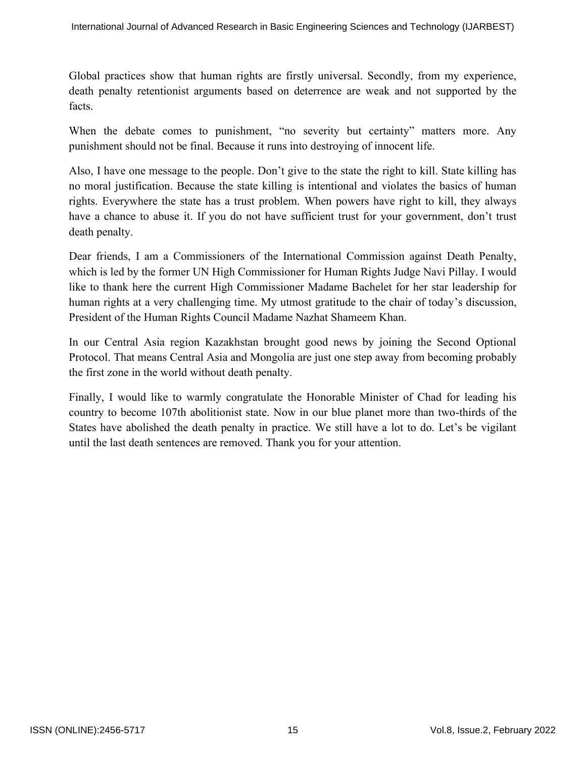Global practices show that human rights are firstly universal. Secondly, from my experience, death penalty retentionist arguments based on deterrence are weak and not supported by the facts.

When the debate comes to punishment, "no severity but certainty" matters more. Any punishment should not be final. Because it runs into destroying of innocent life.

Also, I have one message to the people. Don't give to the state the right to kill. State killing has no moral justification. Because the state killing is intentional and violates the basics of human rights. Everywhere the state has a trust problem. When powers have right to kill, they always have a chance to abuse it. If you do not have sufficient trust for your government, don't trust death penalty.

Dear friends, I am a Commissioners of the International Commission against Death Penalty, which is led by the former UN High Commissioner for Human Rights Judge Navi Pillay. I would like to thank here the current High Commissioner Madame Bachelet for her star leadership for human rights at a very challenging time. My utmost gratitude to the chair of today's discussion, President of the Human Rights Council Madame Nazhat Shameem Khan.

In our Central Asia region Kazakhstan brought good news by joining the Second Optional Protocol. That means Central Asia and Mongolia are just one step away from becoming probably the first zone in the world without death penalty.

Finally, I would like to warmly congratulate the Honorable Minister of Chad for leading his country to become 107th abolitionist state. Now in our blue planet more than two-thirds of the States have abolished the death penalty in practice. We still have a lot to do. Let's be vigilant until the last death sentences are removed. Thank you for your attention.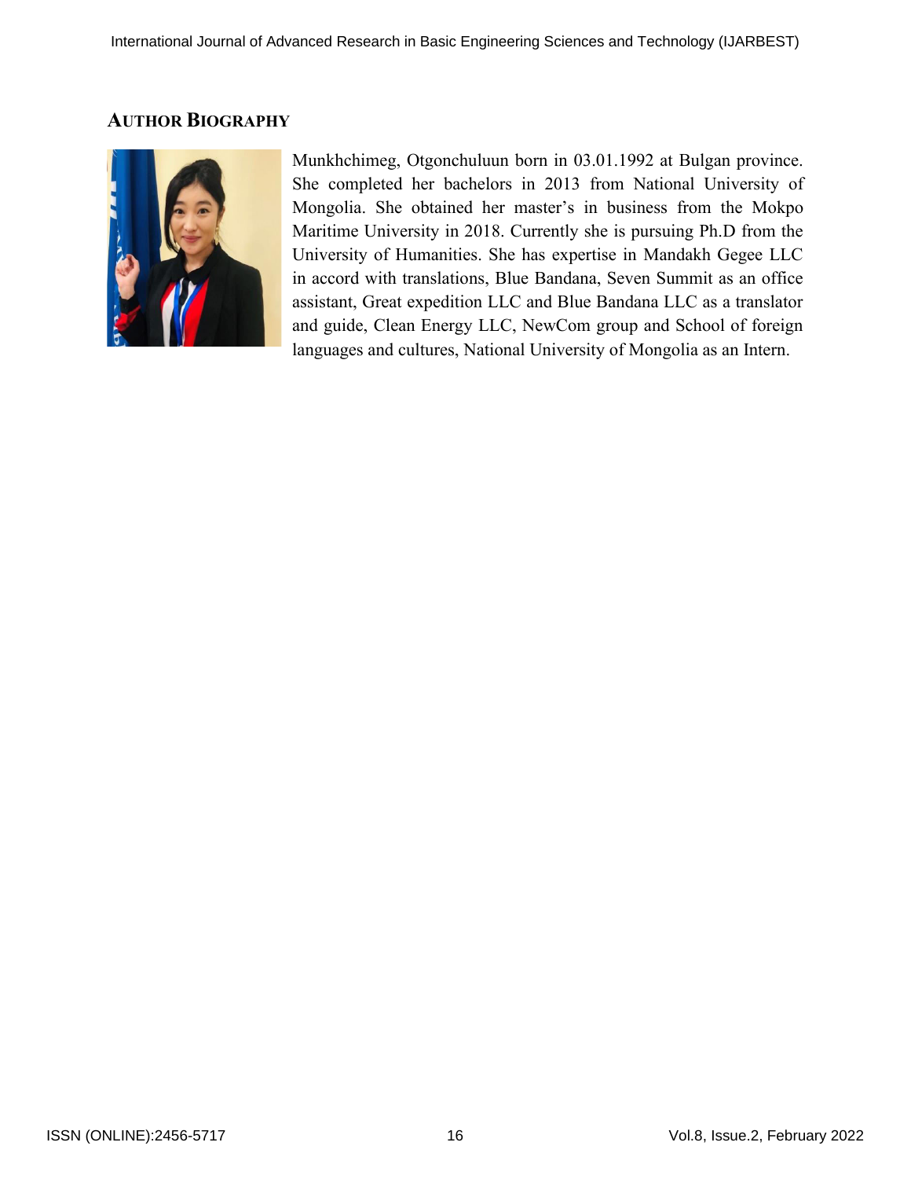## AUTHOR BIOGRAPHY

Munkhchimeg, Otgonchuluun born in 03.01.1992 at Bulgan province. She completed her bachelors in 2013 from National University of Mongolia. She obtained her master's in business from the Mokpo Maritime University in 2018. Currently she is pursuing Ph.D from the University of Humanities. She has expertise in Mandakh Gegee LLC in accord with translations, Blue Bandana, Seven Summit as an office assistant, Great expedition LLC and Blue Bandana LLC as a translator and guide, Clean Energy LLC, NewCom group and School of foreign languages and cultures, National University of Mongolia as an Intern.